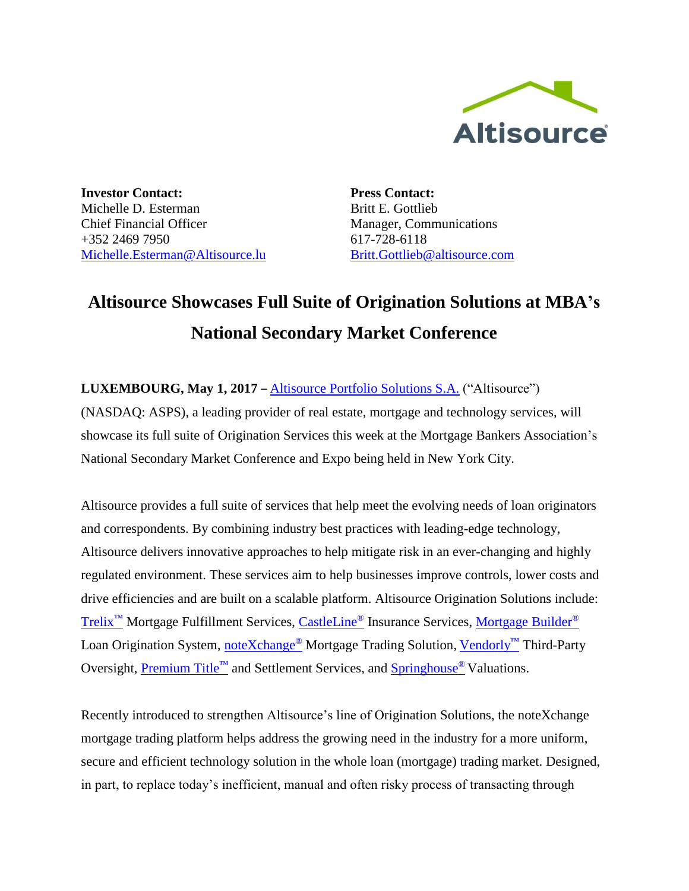**Investor Contact:**
Michelle D. Esterman
Chief Financial Officer
+352 2469 7950
Michelle.Esterman@Altisource.lu

**Press Contact:**
Britt E. Gottlieb
Manager, Communications
617-728-6118
Britt.Gottlieb@altisource.com

# Altisource Showcases Full Suite of Origination Solutions at MBA's National Secondary Market Conference

**LUXEMBOURG, May 1, 2017 –** Altisource Portfolio Solutions S.A. ("Altisource") (NASDAQ: ASPS), a leading provider of real estate, mortgage and technology services, will showcase its full suite of Origination Services this week at the Mortgage Bankers Association's National Secondary Market Conference and Expo being held in New York City.

Altisource provides a full suite of services that help meet the evolving needs of loan originators and correspondents. By combining industry best practices with leading-edge technology, Altisource delivers innovative approaches to help mitigate risk in an ever-changing and highly regulated environment. These services aim to help businesses improve controls, lower costs and drive efficiencies and are built on a scalable platform. Altisource Origination Solutions include: Trelix™ Mortgage Fulfillment Services, CastleLine® Insurance Services, Mortgage Builder® Loan Origination System, noteXchange® Mortgage Trading Solution, Vendorly™ Third-Party Oversight, Premium Title™ and Settlement Services, and Springhouse® Valuations.

Recently introduced to strengthen Altisource's line of Origination Solutions, the noteXchange mortgage trading platform helps address the growing need in the industry for a more uniform, secure and efficient technology solution in the whole loan (mortgage) trading market. Designed, in part, to replace today's inefficient, manual and often risky process of transacting through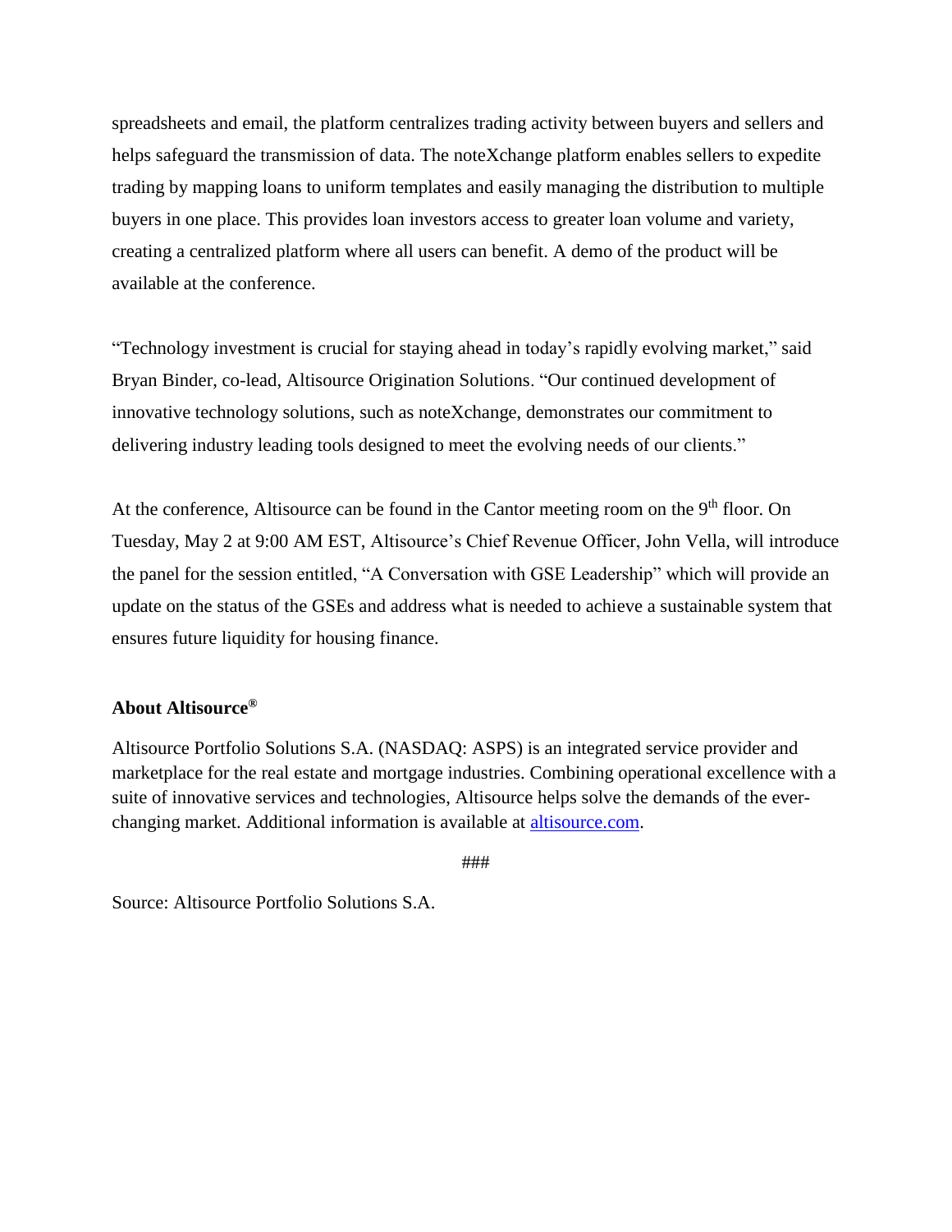spreadsheets and email, the platform centralizes trading activity between buyers and sellers and helps safeguard the transmission of data. The noteXchange platform enables sellers to expedite trading by mapping loans to uniform templates and easily managing the distribution to multiple buyers in one place. This provides loan investors access to greater loan volume and variety, creating a centralized platform where all users can benefit. A demo of the product will be available at the conference.

"Technology investment is crucial for staying ahead in today's rapidly evolving market," said Bryan Binder, co-lead, Altisource Origination Solutions. "Our continued development of innovative technology solutions, such as noteXchange, demonstrates our commitment to delivering industry leading tools designed to meet the evolving needs of our clients."

At the conference, Altisource can be found in the Cantor meeting room on the 9th floor. On Tuesday, May 2 at 9:00 AM EST, Altisource's Chief Revenue Officer, John Vella, will introduce the panel for the session entitled, "A Conversation with GSE Leadership" which will provide an update on the status of the GSEs and address what is needed to achieve a sustainable system that ensures future liquidity for housing finance.

**About Altisource®**

Altisource Portfolio Solutions S.A. (NASDAQ: ASPS) is an integrated service provider and marketplace for the real estate and mortgage industries. Combining operational excellence with a suite of innovative services and technologies, Altisource helps solve the demands of the ever-changing market. Additional information is available at [altisource.com](altisource.com).

###

Source: Altisource Portfolio Solutions S.A.